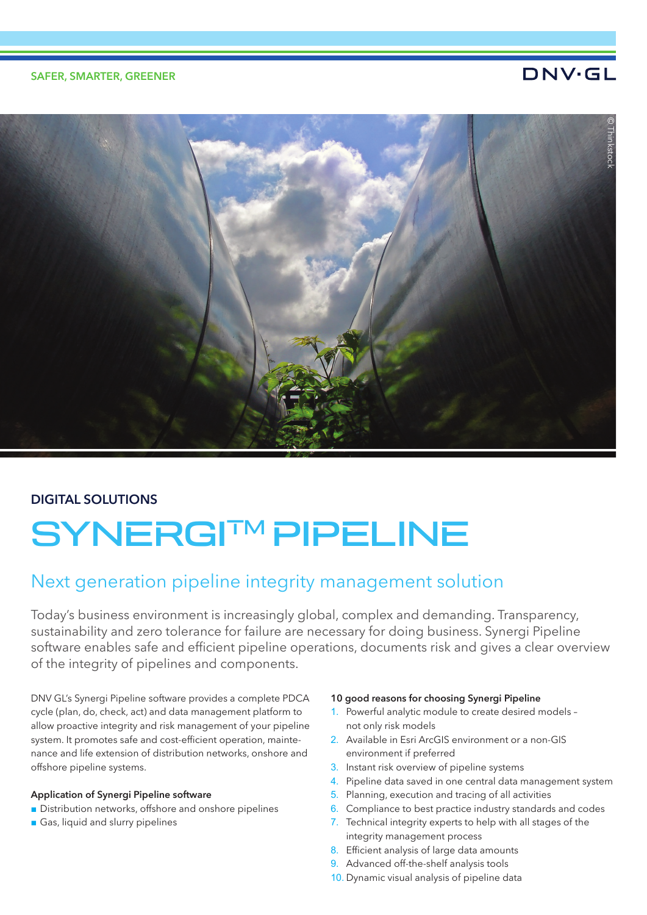SAFER, SMARTER, GREENER

DNV·GL

© Thinkstock

DIGITAL SOLUTIONS

# SYNERGI™ PIPELINE

## Next generation pipeline integrity management solution

Today's business environment is increasingly global, complex and demanding. Transparency, sustainability and zero tolerance for failure are necessary for doing business. Synergi Pipeline software enables safe and efficient pipeline operations, documents risk and gives a clear overview of the integrity of pipelines and components.

DNV GL's Synergi Pipeline software provides a complete PDCA cycle (plan, do, check, act) and data management platform to allow proactive integrity and risk management of your pipeline system. It promotes safe and cost-efficient operation, maintenance and life extension of distribution networks, onshore and offshore pipeline systems.

**Application of Synergi Pipeline software**

- Distribution networks, offshore and onshore pipelines
- Gas, liquid and slurry pipelines

**10 good reasons for choosing Synergi Pipeline**

1. Powerful analytic module to create desired models – not only risk models
2. Available in Esri ArcGIS environment or a non-GIS environment if preferred
3. Instant risk overview of pipeline systems
4. Pipeline data saved in one central data management system
5. Planning, execution and tracing of all activities
6. Compliance to best practice industry standards and codes
7. Technical integrity experts to help with all stages of the integrity management process
8. Efficient analysis of large data amounts
9. Advanced off-the-shelf analysis tools
10. Dynamic visual analysis of pipeline data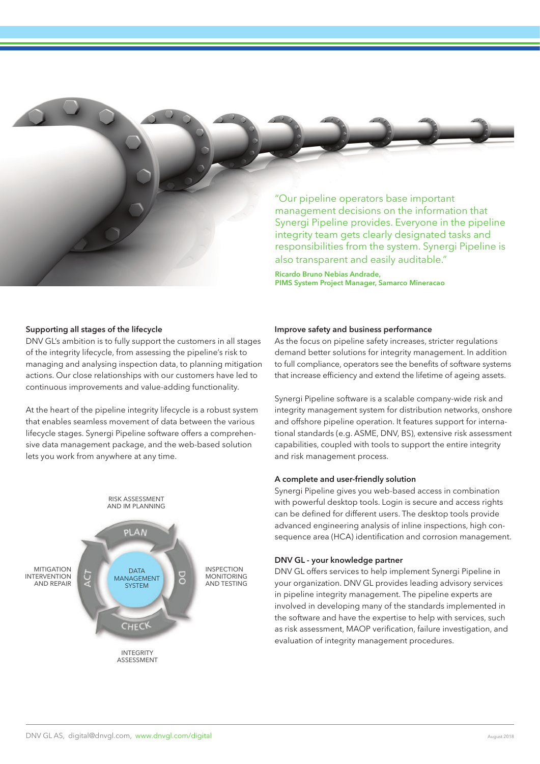"Our pipeline operators base important management decisions on the information that Synergi Pipeline provides. Everyone in the pipeline integrity team gets clearly designated tasks and responsibilities from the system. Synergi Pipeline is also transparent and easily auditable."

**Ricardo Bruno Nebias Andrade,**
**PIMS System Project Manager, Samarco Mineracao**

### Supporting all stages of the lifecycle

DNV GL's ambition is to fully support the customers in all stages of the integrity lifecycle, from assessing the pipeline's risk to managing and analysing inspection data, to planning mitigation actions. Our close relationships with our customers have led to continuous improvements and value-adding functionality.

At the heart of the pipeline integrity lifecycle is a robust system that enables seamless movement of data between the various lifecycle stages. Synergi Pipeline software offers a comprehensive data management package, and the web-based solution lets you work from anywhere at any time.

RISK ASSESSMENT AND IM PLANNING

PLAN

MITIGATION INTERVENTION AND REPAIR

ACT

DATA MANAGEMENT SYSTEM

DO

INSPECTION MONITORING AND TESTING

CHECK

INTEGRITY ASSESSMENT

### Improve safety and business performance

As the focus on pipeline safety increases, stricter regulations demand better solutions for integrity management. In addition to full compliance, operators see the benefits of software systems that increase efficiency and extend the lifetime of ageing assets.

Synergi Pipeline software is a scalable company-wide risk and integrity management system for distribution networks, onshore and offshore pipeline operation. It features support for international standards (e.g. ASME, DNV, BS), extensive risk assessment capabilities, coupled with tools to support the entire integrity and risk management process.

### A complete and user-friendly solution

Synergi Pipeline gives you web-based access in combination with powerful desktop tools. Login is secure and access rights can be defined for different users. The desktop tools provide advanced engineering analysis of inline inspections, high consequence area (HCA) identification and corrosion management.

### DNV GL - your knowledge partner

DNV GL offers services to help implement Synergi Pipeline in your organization. DNV GL provides leading advisory services in pipeline integrity management. The pipeline experts are involved in developing many of the standards implemented in the software and have the expertise to help with services, such as risk assessment, MAOP verification, failure investigation, and evaluation of integrity management procedures.

DNV GL AS, digital@dnvgl.com, www.dnvgl.com/digital

August 2018